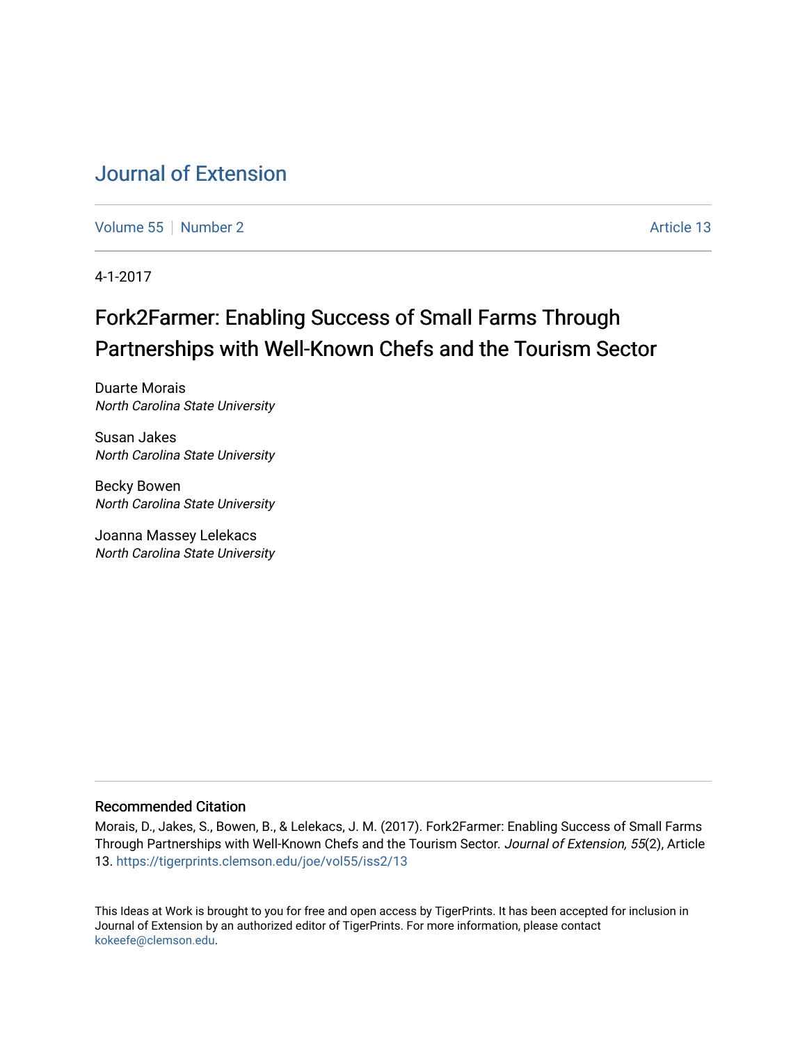# Journal of Extension

Volume 55 | Number 2 | Article 13

4-1-2017

## Fork2Farmer: Enabling Success of Small Farms Through Partnerships with Well-Known Chefs and the Tourism Sector

Duarte Morais
*North Carolina State University*

Susan Jakes
*North Carolina State University*

Becky Bowen
*North Carolina State University*

Joanna Massey Lelekacs
*North Carolina State University*

### Recommended Citation

Morais, D., Jakes, S., Bowen, B., & Lelekacs, J. M. (2017). Fork2Farmer: Enabling Success of Small Farms Through Partnerships with Well-Known Chefs and the Tourism Sector. *Journal of Extension, 55*(2), Article 13. https://tigerprints.clemson.edu/joe/vol55/iss2/13

This Ideas at Work is brought to you for free and open access by TigerPrints. It has been accepted for inclusion in Journal of Extension by an authorized editor of TigerPrints. For more information, please contact kokeefe@clemson.edu.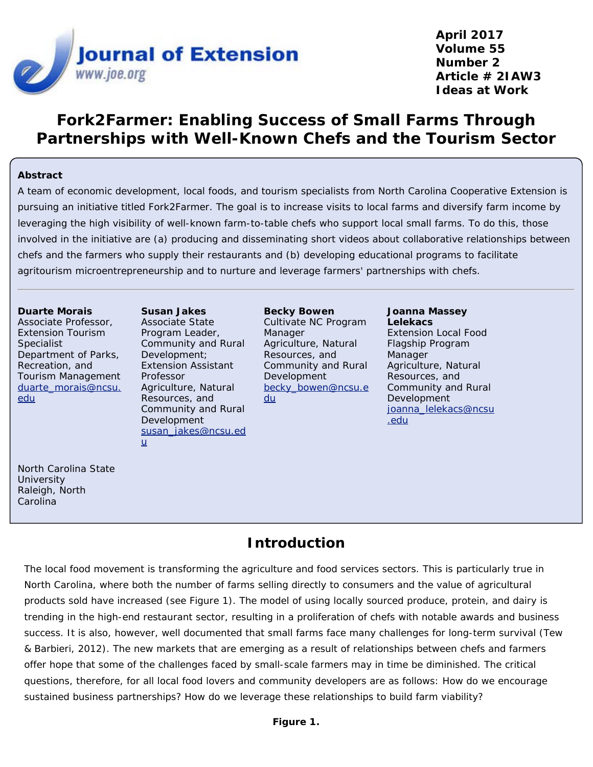# Fork2Farmer: Enabling Success of Small Farms Through Partnerships with Well-Known Chefs and the Tourism Sector

## Abstract

A team of economic development, local foods, and tourism specialists from North Carolina Cooperative Extension is pursuing an initiative titled Fork2Farmer. The goal is to increase visits to local farms and diversify farm income by leveraging the high visibility of well-known farm-to-table chefs who support local small farms. To do this, those involved in the initiative are (a) producing and disseminating short videos about collaborative relationships between chefs and the farmers who supply their restaurants and (b) developing educational programs to facilitate agritourism microentrepreneurship and to nurture and leverage farmers' partnerships with chefs.

---

**Duarte Morais**
Associate Professor, Extension Tourism Specialist
Department of Parks, Recreation, and Tourism Management
duarte_morais@ncsu.edu

**Susan Jakes**
Associate State Program Leader, Community and Rural Development;
Extension Assistant Professor
Agriculture, Natural Resources, and Community and Rural Development
susan_jakes@ncsu.edu

**Becky Bowen**
Cultivate NC Program Manager
Agriculture, Natural Resources, and Community and Rural Development
becky_bowen@ncsu.edu

**Joanna Massey Lelekacs**
Extension Local Food Flagship Program Manager
Agriculture, Natural Resources, and Community and Rural Development
joanna_lelekacs@ncsu.edu

North Carolina State University
Raleigh, North Carolina

## Introduction

The local food movement is transforming the agriculture and food services sectors. This is particularly true in North Carolina, where both the number of farms selling directly to consumers and the value of agricultural products sold have increased (see Figure 1). The model of using locally sourced produce, protein, and dairy is trending in the high-end restaurant sector, resulting in a proliferation of chefs with notable awards and business success. It is also, however, well documented that small farms face many challenges for long-term survival (Tew & Barbieri, 2012). The new markets that are emerging as a result of relationships between chefs and farmers offer hope that some of the challenges faced by small-scale farmers may in time be diminished. The critical questions, therefore, for all local food lovers and community developers are as follows: How do we encourage sustained business partnerships? How do we leverage these relationships to build farm viability?

**Figure 1.**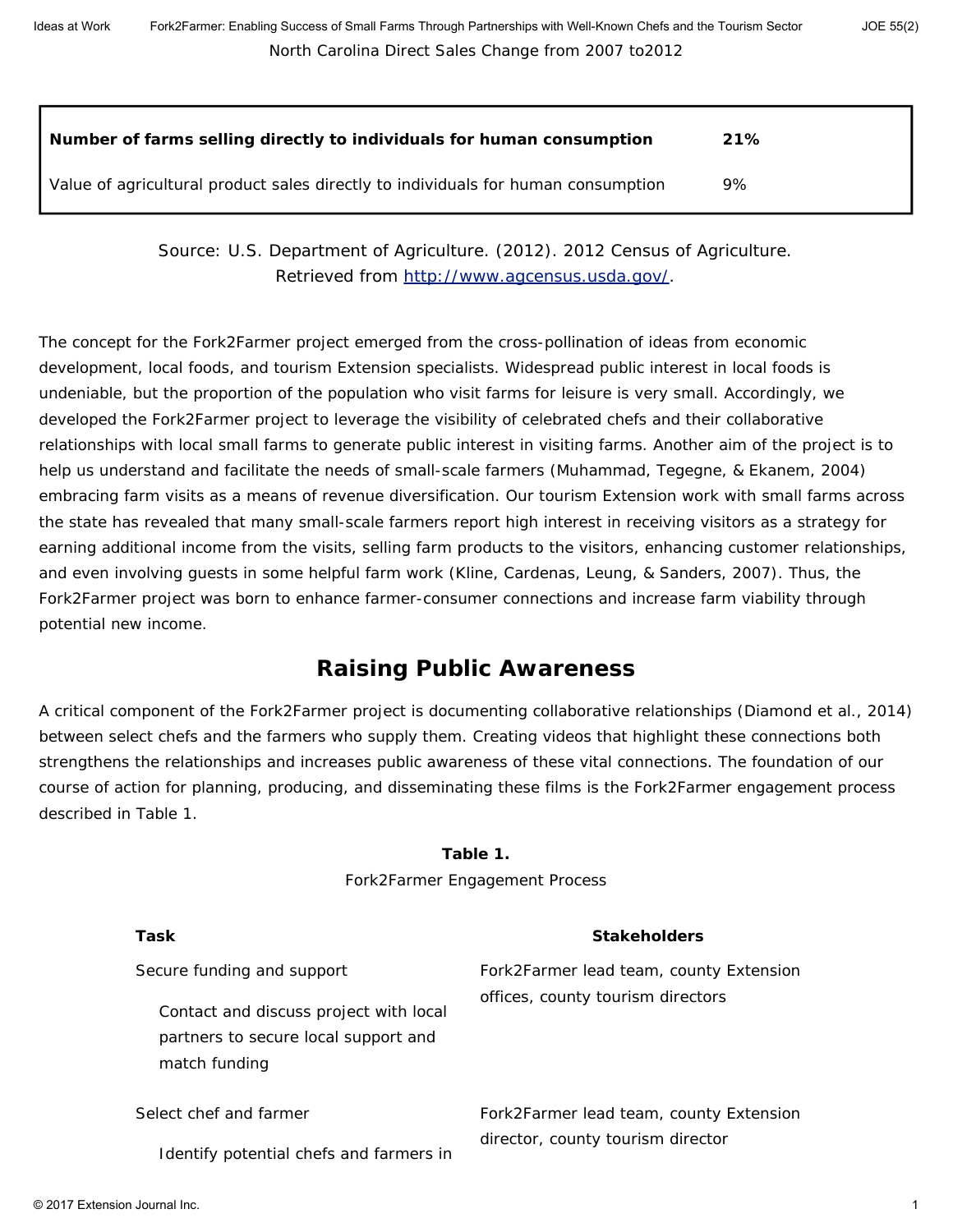North Carolina Direct Sales Change from 2007 to2012

| **Number of farms selling directly to individuals for human consumption** | **21%** |
|---|---|
| Value of agricultural product sales directly to individuals for human consumption | 9% |

Source: U.S. Department of Agriculture. (2012). 2012 Census of Agriculture. Retrieved from http://www.agcensus.usda.gov/.

The concept for the Fork2Farmer project emerged from the cross-pollination of ideas from economic development, local foods, and tourism Extension specialists. Widespread public interest in local foods is undeniable, but the proportion of the population who visit farms for leisure is very small. Accordingly, we developed the Fork2Farmer project to leverage the visibility of celebrated chefs and their collaborative relationships with local small farms to generate public interest in visiting farms. Another aim of the project is to help us understand and facilitate the needs of small-scale farmers (Muhammad, Tegegne, & Ekanem, 2004) embracing farm visits as a means of revenue diversification. Our tourism Extension work with small farms across the state has revealed that many small-scale farmers report high interest in receiving visitors as a strategy for earning additional income from the visits, selling farm products to the visitors, enhancing customer relationships, and even involving guests in some helpful farm work (Kline, Cardenas, Leung, & Sanders, 2007). Thus, the Fork2Farmer project was born to enhance farmer-consumer connections and increase farm viability through potential new income.

## Raising Public Awareness

A critical component of the Fork2Farmer project is documenting collaborative relationships (Diamond et al., 2014) between select chefs and the farmers who supply them. Creating videos that highlight these connections both strengthens the relationships and increases public awareness of these vital connections. The foundation of our course of action for planning, producing, and disseminating these films is the Fork2Farmer engagement process described in Table 1.

**Table 1.**
Fork2Farmer Engagement Process

| Task | Stakeholders |
|---|---|
| Secure funding and support<br><br>Contact and discuss project with local partners to secure local support and match funding | Fork2Farmer lead team, county Extension offices, county tourism directors |
| Select chef and farmer<br><br>Identify potential chefs and farmers in | Fork2Farmer lead team, county Extension director, county tourism director |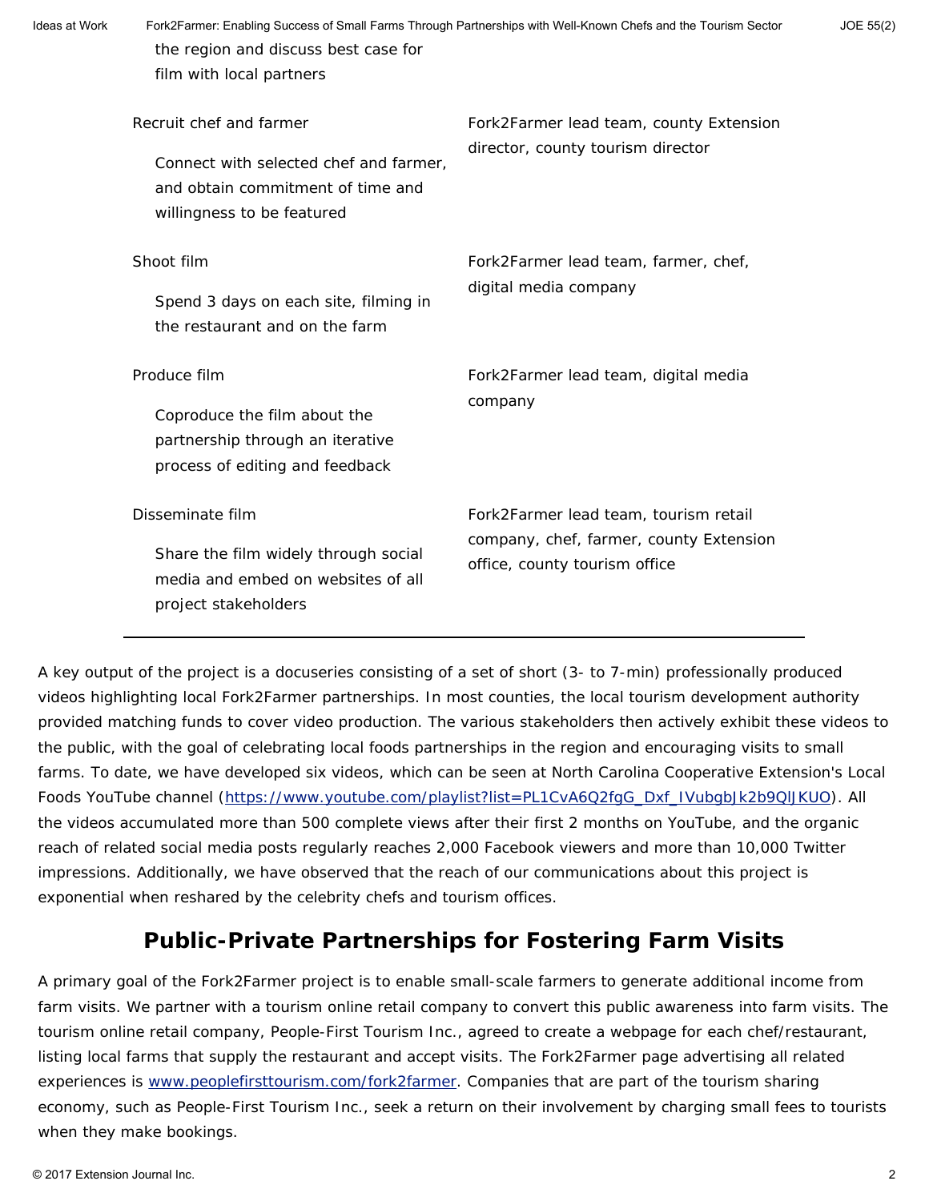| | |
|---|---|
| the region and discuss best case for film with local partners | |
| Recruit chef and farmer<br><br>Connect with selected chef and farmer, and obtain commitment of time and willingness to be featured | Fork2Farmer lead team, county Extension director, county tourism director |
| Shoot film<br><br>Spend 3 days on each site, filming in the restaurant and on the farm | Fork2Farmer lead team, farmer, chef, digital media company |
| Produce film<br><br>Coproduce the film about the partnership through an iterative process of editing and feedback | Fork2Farmer lead team, digital media company |
| Disseminate film<br><br>Share the film widely through social media and embed on websites of all project stakeholders | Fork2Farmer lead team, tourism retail company, chef, farmer, county Extension office, county tourism office |

A key output of the project is a docuseries consisting of a set of short (3- to 7-min) professionally produced videos highlighting local Fork2Farmer partnerships. In most counties, the local tourism development authority provided matching funds to cover video production. The various stakeholders then actively exhibit these videos to the public, with the goal of celebrating local foods partnerships in the region and encouraging visits to small farms. To date, we have developed six videos, which can be seen at North Carolina Cooperative Extension's Local Foods YouTube channel (https://www.youtube.com/playlist?list=PL1CvA6Q2fgG_Dxf_IVubgbJk2b9QlJKUO). All the videos accumulated more than 500 complete views after their first 2 months on YouTube, and the organic reach of related social media posts regularly reaches 2,000 Facebook viewers and more than 10,000 Twitter impressions. Additionally, we have observed that the reach of our communications about this project is exponential when reshared by the celebrity chefs and tourism offices.

## Public-Private Partnerships for Fostering Farm Visits

A primary goal of the Fork2Farmer project is to enable small-scale farmers to generate additional income from farm visits. We partner with a tourism online retail company to convert this public awareness into farm visits. The tourism online retail company, People-First Tourism Inc., agreed to create a webpage for each chef/restaurant, listing local farms that supply the restaurant and accept visits. The Fork2Farmer page advertising all related experiences is www.peoplefirsttourism.com/fork2farmer. Companies that are part of the tourism sharing economy, such as People-First Tourism Inc., seek a return on their involvement by charging small fees to tourists when they make bookings.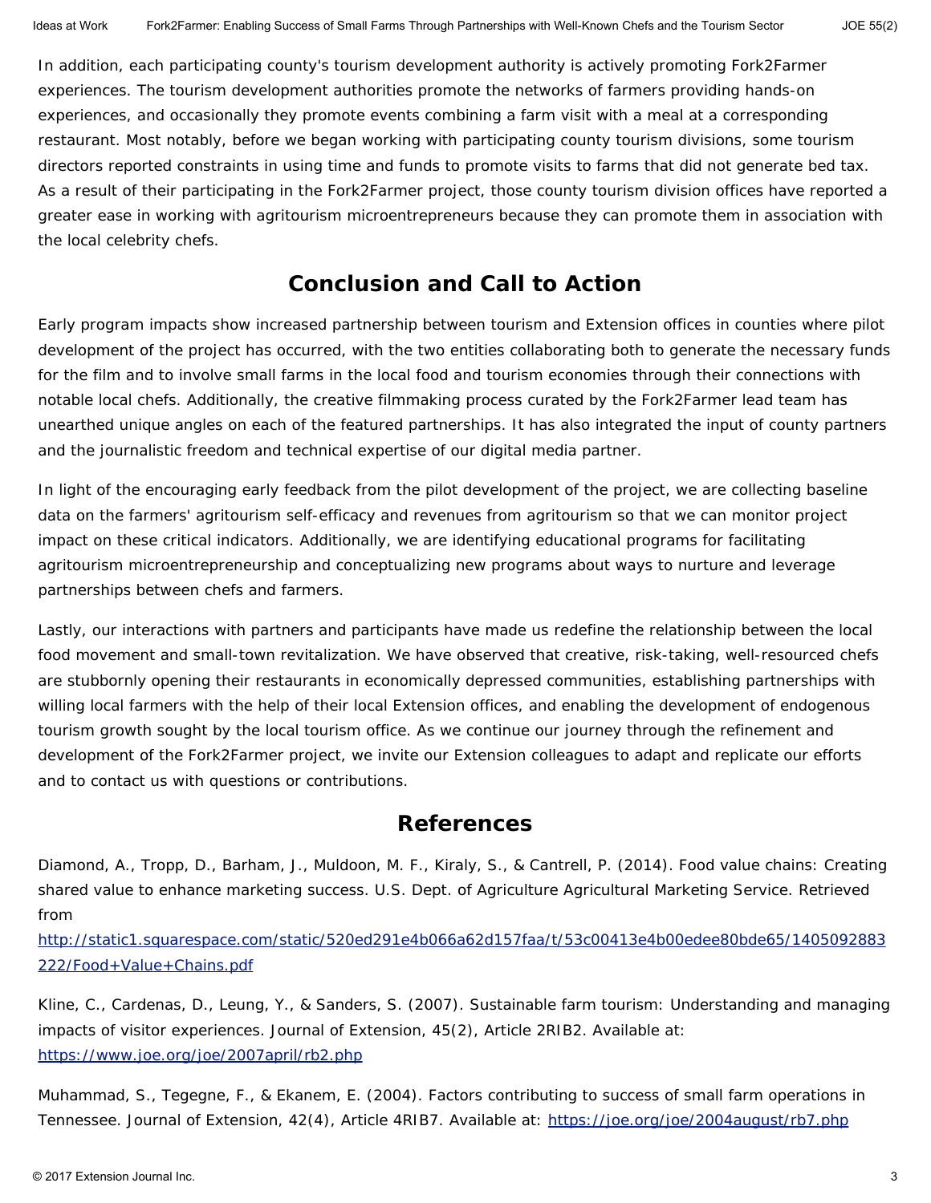In addition, each participating county's tourism development authority is actively promoting Fork2Farmer experiences. The tourism development authorities promote the networks of farmers providing hands-on experiences, and occasionally they promote events combining a farm visit with a meal at a corresponding restaurant. Most notably, before we began working with participating county tourism divisions, some tourism directors reported constraints in using time and funds to promote visits to farms that did not generate bed tax. As a result of their participating in the Fork2Farmer project, those county tourism division offices have reported a greater ease in working with agritourism microentrepreneurs because they can promote them in association with the local celebrity chefs.

## Conclusion and Call to Action

Early program impacts show increased partnership between tourism and Extension offices in counties where pilot development of the project has occurred, with the two entities collaborating both to generate the necessary funds for the film and to involve small farms in the local food and tourism economies through their connections with notable local chefs. Additionally, the creative filmmaking process curated by the Fork2Farmer lead team has unearthed unique angles on each of the featured partnerships. It has also integrated the input of county partners and the journalistic freedom and technical expertise of our digital media partner.

In light of the encouraging early feedback from the pilot development of the project, we are collecting baseline data on the farmers' agritourism self-efficacy and revenues from agritourism so that we can monitor project impact on these critical indicators. Additionally, we are identifying educational programs for facilitating agritourism microentrepreneurship and conceptualizing new programs about ways to nurture and leverage partnerships between chefs and farmers.

Lastly, our interactions with partners and participants have made us redefine the relationship between the local food movement and small-town revitalization. We have observed that creative, risk-taking, well-resourced chefs are stubbornly opening their restaurants in economically depressed communities, establishing partnerships with willing local farmers with the help of their local Extension offices, and enabling the development of endogenous tourism growth sought by the local tourism office. As we continue our journey through the refinement and development of the Fork2Farmer project, we invite our Extension colleagues to adapt and replicate our efforts and to contact us with questions or contributions.

## References

Diamond, A., Tropp, D., Barham, J., Muldoon, M. F., Kiraly, S., & Cantrell, P. (2014). Food value chains: Creating shared value to enhance marketing success. U.S. Dept. of Agriculture Agricultural Marketing Service. Retrieved from http://static1.squarespace.com/static/520ed291e4b066a62d157faa/t/53c00413e4b00edee80bde65/1405092883222/Food+Value+Chains.pdf

Kline, C., Cardenas, D., Leung, Y., & Sanders, S. (2007). Sustainable farm tourism: Understanding and managing impacts of visitor experiences. Journal of Extension, 45(2), Article 2RIB2. Available at: https://www.joe.org/joe/2007april/rb2.php

Muhammad, S., Tegegne, F., & Ekanem, E. (2004). Factors contributing to success of small farm operations in Tennessee. Journal of Extension, 42(4), Article 4RIB7. Available at: https://joe.org/joe/2004august/rb7.php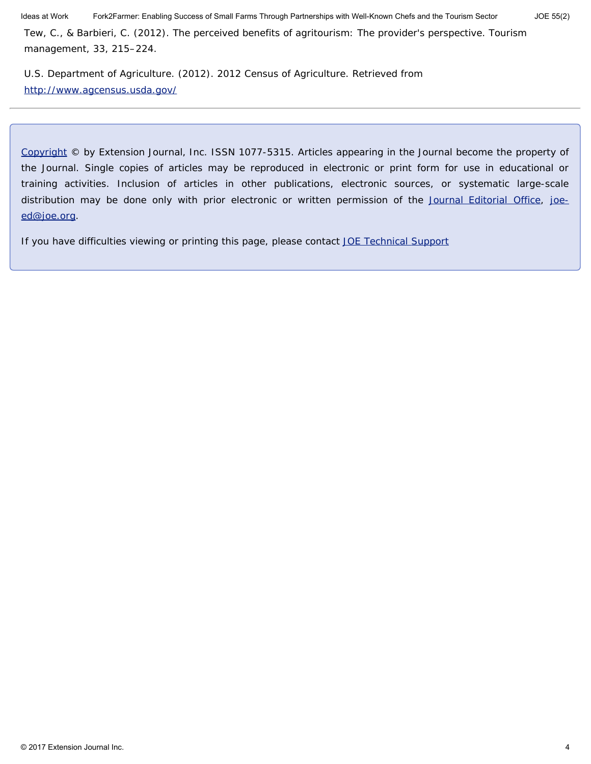Tew, C., & Barbieri, C. (2012). The perceived benefits of agritourism: The provider's perspective. Tourism management, 33, 215–224.

U.S. Department of Agriculture. (2012). 2012 Census of Agriculture. Retrieved from http://www.agcensus.usda.gov/

---

Copyright © by Extension Journal, Inc. ISSN 1077-5315. Articles appearing in the Journal become the property of the Journal. Single copies of articles may be reproduced in electronic or print form for use in educational or training activities. Inclusion of articles in other publications, electronic sources, or systematic large-scale distribution may be done only with prior electronic or written permission of the Journal Editorial Office, joe-ed@joe.org.

If you have difficulties viewing or printing this page, please contact JOE Technical Support